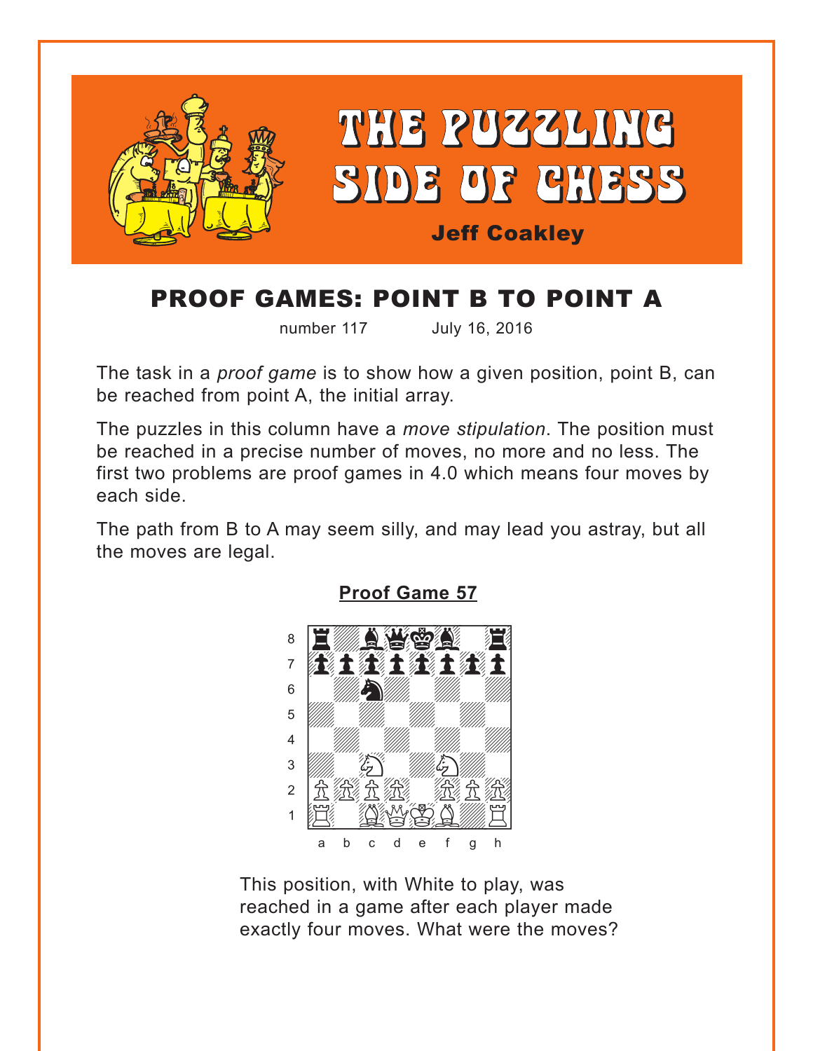# THE PUZZLING SIDE OF CHESS

**Jeff Coakley**

## PROOF GAMES: POINT B TO POINT A

number 117 July 16, 2016

The task in a *proof game* is to show how a given position, point B, can be reached from point A, the initial array.

The puzzles in this column have a *move stipulation*. The position must be reached in a precise number of moves, no more and no less. The first two problems are proof games in 4.0 which means four moves by each side.

The path from B to A may seem silly, and may lead you astray, but all the moves are legal.

### Proof Game 57

8 a b c d e f g h
7
6
5
4
3
2
1

This position, with White to play, was reached in a game after each player made exactly four moves. What were the moves?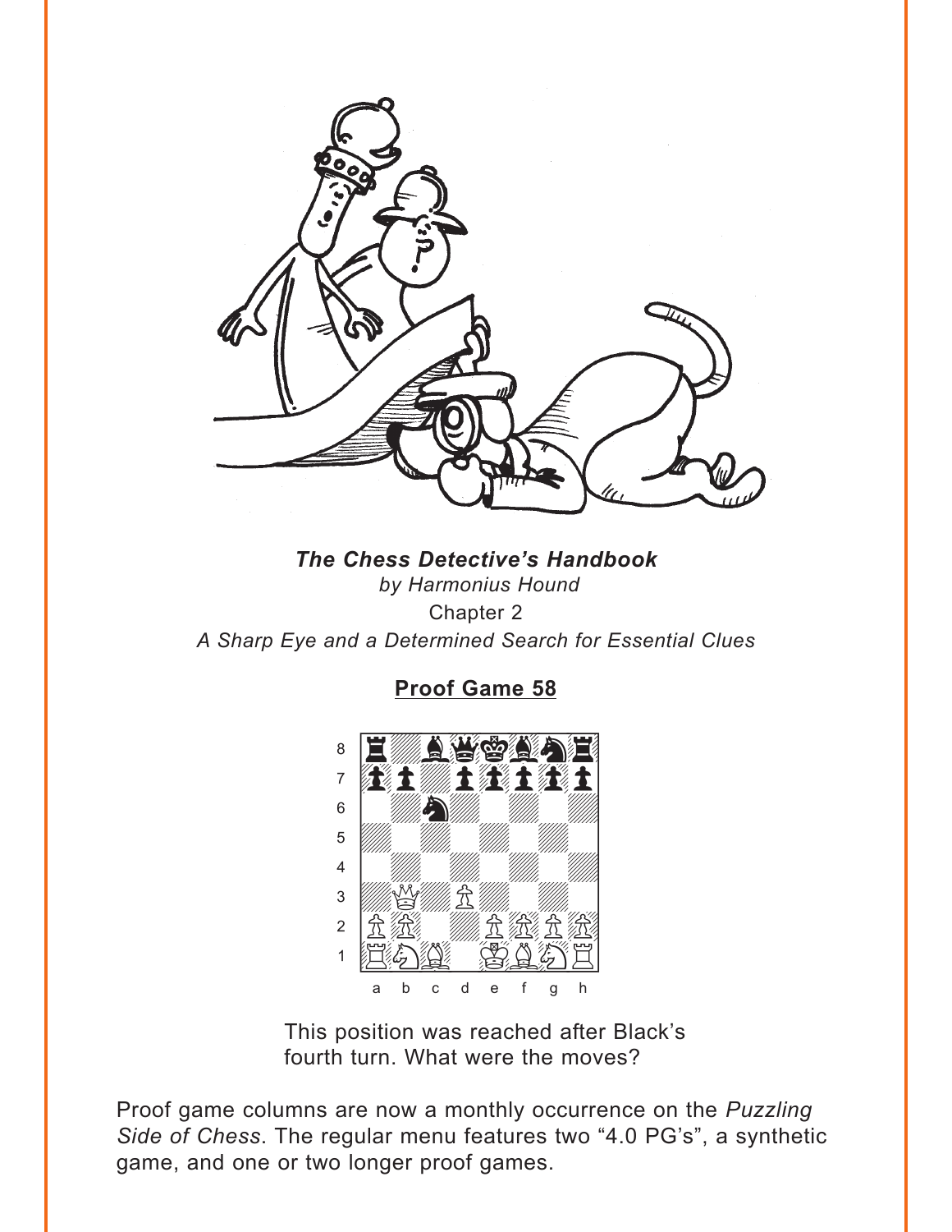***The Chess Detective's Handbook***

*by Harmonius Hound*

Chapter 2

*A Sharp Eye and a Determined Search for Essential Clues*

**Proof Game 58**

This position was reached after Black's fourth turn. What were the moves?

Proof game columns are now a monthly occurrence on the *Puzzling Side of Chess*. The regular menu features two "4.0 PG's", a synthetic game, and one or two longer proof games.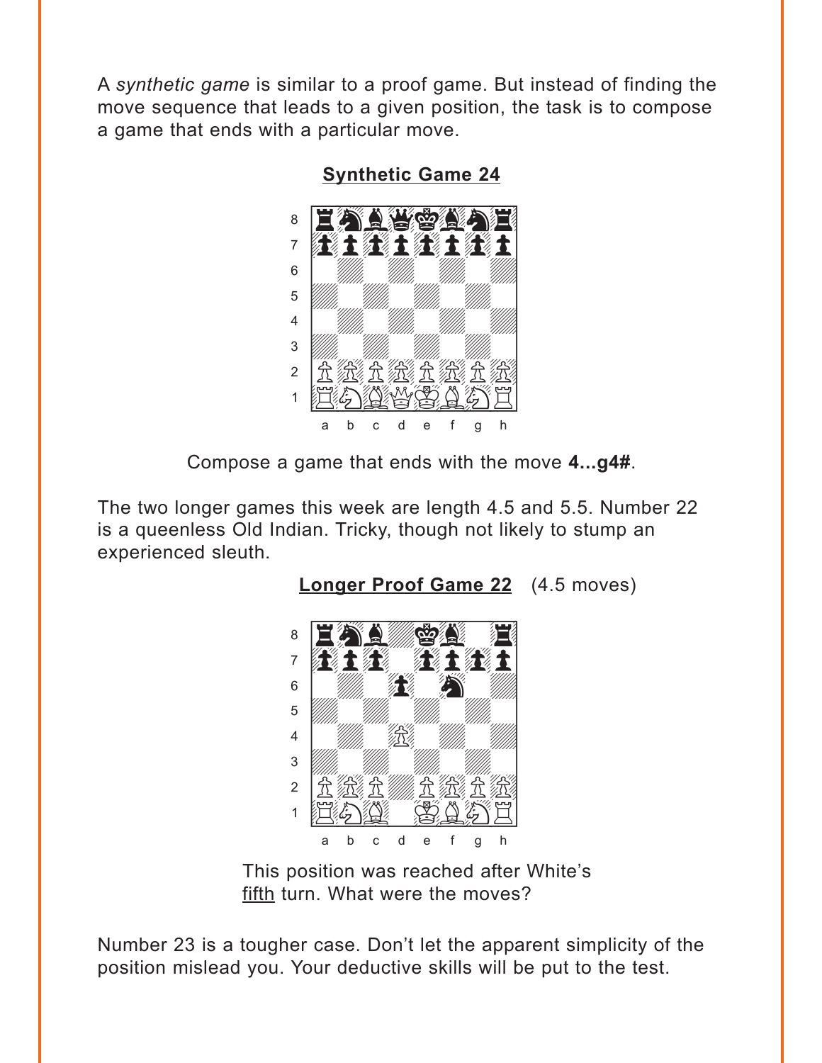A *synthetic game* is similar to a proof game. But instead of finding the move sequence that leads to a given position, the task is to compose a game that ends with a particular move.

**Synthetic Game 24**

Compose a game that ends with the move **4...g4#**.

The two longer games this week are length 4.5 and 5.5. Number 22 is a queenless Old Indian. Tricky, though not likely to stump an experienced sleuth.

**Longer Proof Game 22** (4.5 moves)

This position was reached after White's fifth turn. What were the moves?

Number 23 is a tougher case. Don't let the apparent simplicity of the position mislead you. Your deductive skills will be put to the test.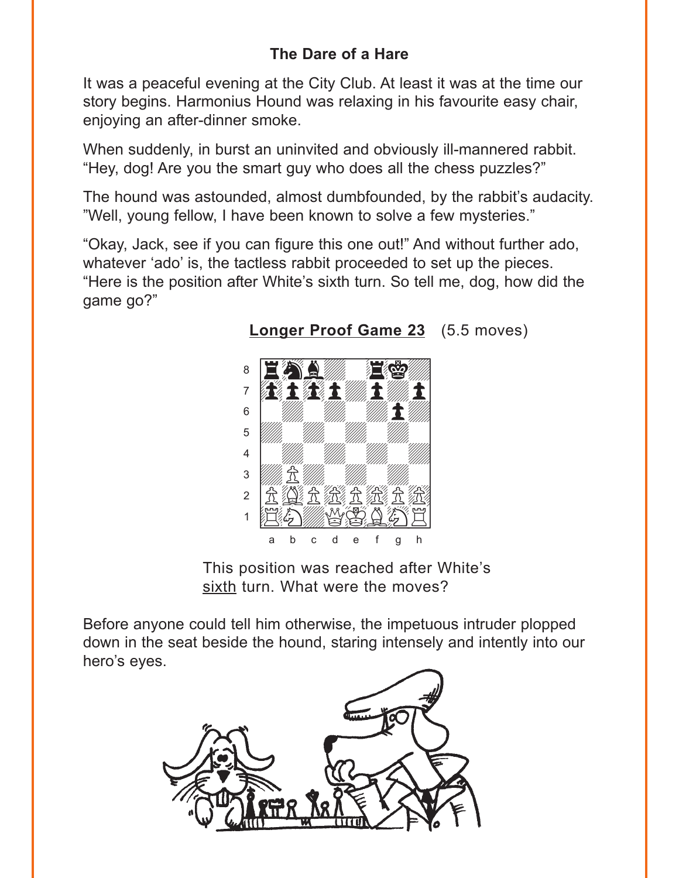**The Dare of a Hare**

It was a peaceful evening at the City Club. At least it was at the time our story begins. Harmonius Hound was relaxing in his favourite easy chair, enjoying an after-dinner smoke.

When suddenly, in burst an uninvited and obviously ill-mannered rabbit. "Hey, dog! Are you the smart guy who does all the chess puzzles?"

The hound was astounded, almost dumbfounded, by the rabbit's audacity. "Well, young fellow, I have been known to solve a few mysteries."

"Okay, Jack, see if you can figure this one out!" And without further ado, whatever 'ado' is, the tactless rabbit proceeded to set up the pieces. "Here is the position after White's sixth turn. So tell me, dog, how did the game go?"

**Longer Proof Game 23** (5.5 moves)

This position was reached after White's sixth turn. What were the moves?

Before anyone could tell him otherwise, the impetuous intruder plopped down in the seat beside the hound, staring intensely and intently into our hero's eyes.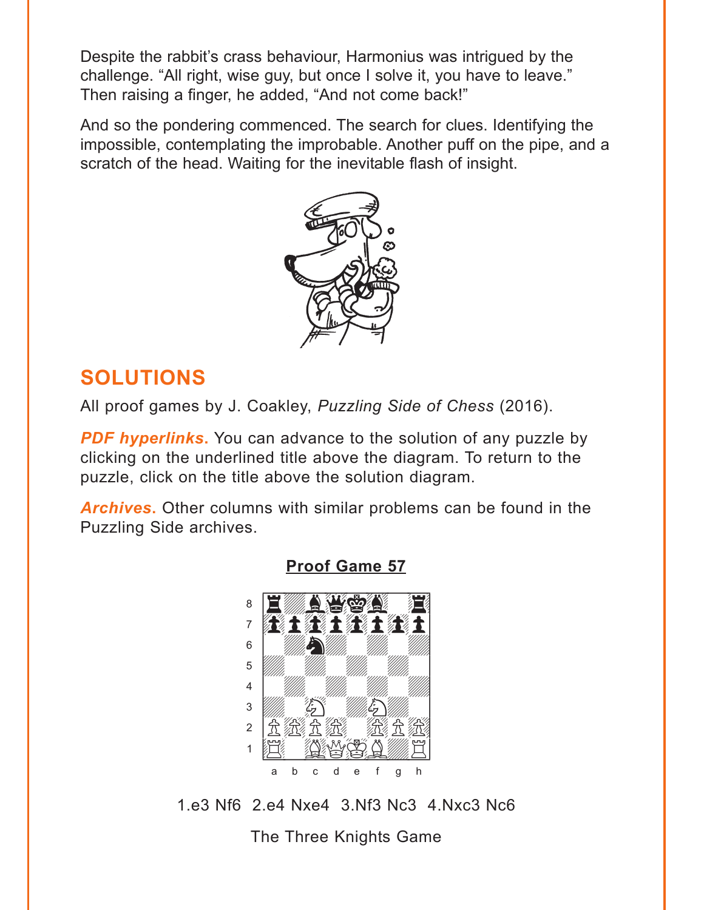Despite the rabbit's crass behaviour, Harmonius was intrigued by the challenge. "All right, wise guy, but once I solve it, you have to leave." Then raising a finger, he added, "And not come back!"

And so the pondering commenced. The search for clues. Identifying the impossible, contemplating the improbable. Another puff on the pipe, and a scratch of the head. Waiting for the inevitable flash of insight.

## SOLUTIONS

All proof games by J. Coakley, *Puzzling Side of Chess* (2016).

***PDF hyperlinks.*** You can advance to the solution of any puzzle by clicking on the underlined title above the diagram. To return to the puzzle, click on the title above the solution diagram.

***Archives.*** Other columns with similar problems can be found in the Puzzling Side archives.

**Proof Game 57**

1.e3 Nf6 2.e4 Nxe4 3.Nf3 Nc3 4.Nxc3 Nc6

The Three Knights Game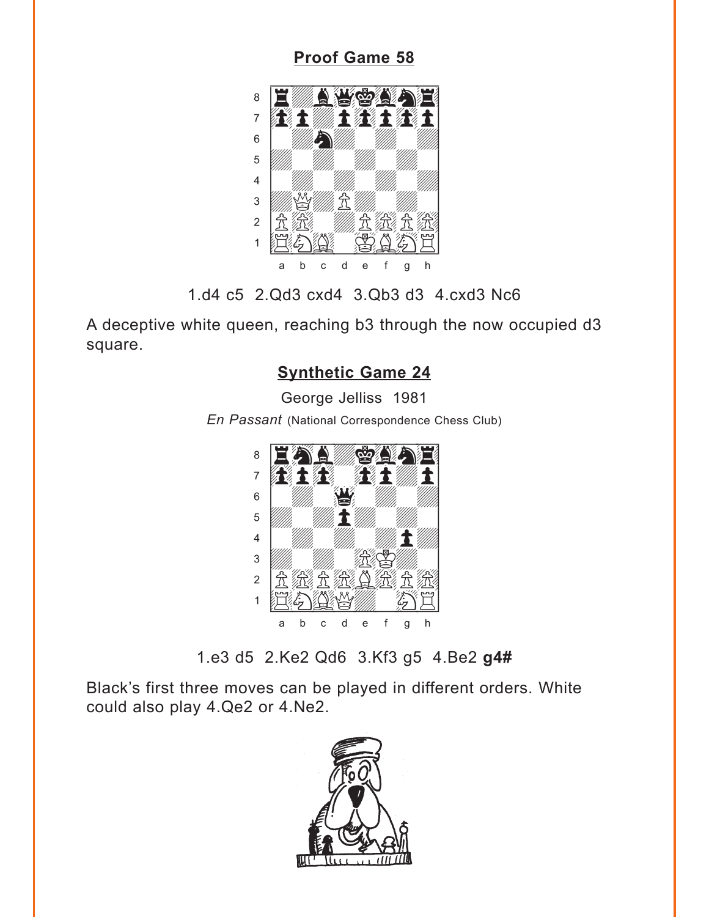## Proof Game 58

1.d4 c5  2.Qd3 cxd4  3.Qb3 d3  4.cxd3 Nc6

A deceptive white queen, reaching b3 through the now occupied d3 square.

## Synthetic Game 24

George Jelliss  1981

*En Passant* (National Correspondence Chess Club)

1.e3 d5  2.Ke2 Qd6  3.Kf3 g5  4.Be2 **g4#**

Black's first three moves can be played in different orders. White could also play 4.Qe2 or 4.Ne2.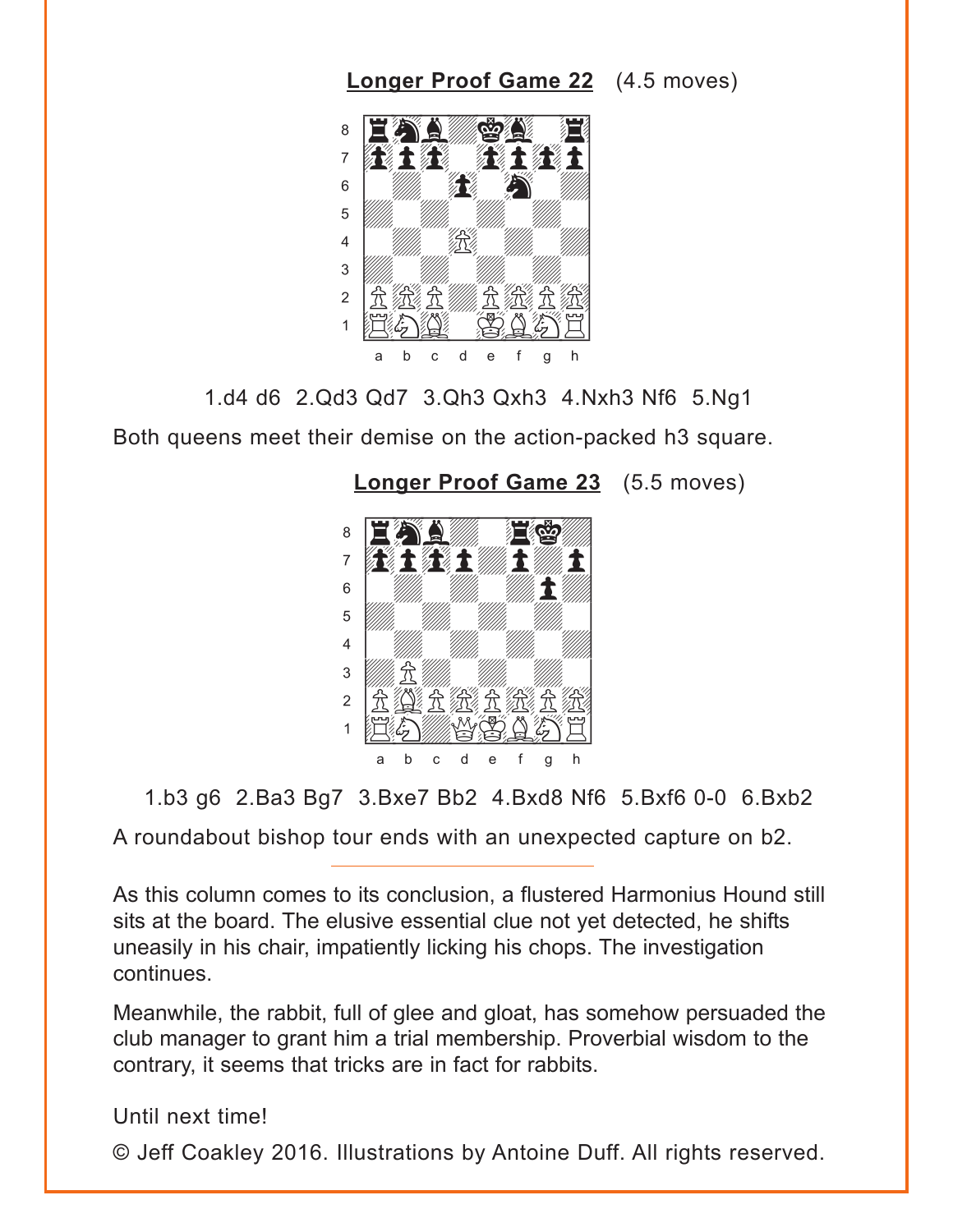**Longer Proof Game 22** (4.5 moves)

1.d4 d6 2.Qd3 Qd7 3.Qh3 Qxh3 4.Nxh3 Nf6 5.Ng1

Both queens meet their demise on the action-packed h3 square.

**Longer Proof Game 23** (5.5 moves)

1.b3 g6 2.Ba3 Bg7 3.Bxe7 Bb2 4.Bxd8 Nf6 5.Bxf6 0-0 6.Bxb2

A roundabout bishop tour ends with an unexpected capture on b2.

---

As this column comes to its conclusion, a flustered Harmonius Hound still sits at the board. The elusive essential clue not yet detected, he shifts uneasily in his chair, impatiently licking his chops. The investigation continues.

Meanwhile, the rabbit, full of glee and gloat, has somehow persuaded the club manager to grant him a trial membership. Proverbial wisdom to the contrary, it seems that tricks are in fact for rabbits.

Until next time!

© Jeff Coakley 2016. Illustrations by Antoine Duff. All rights reserved.